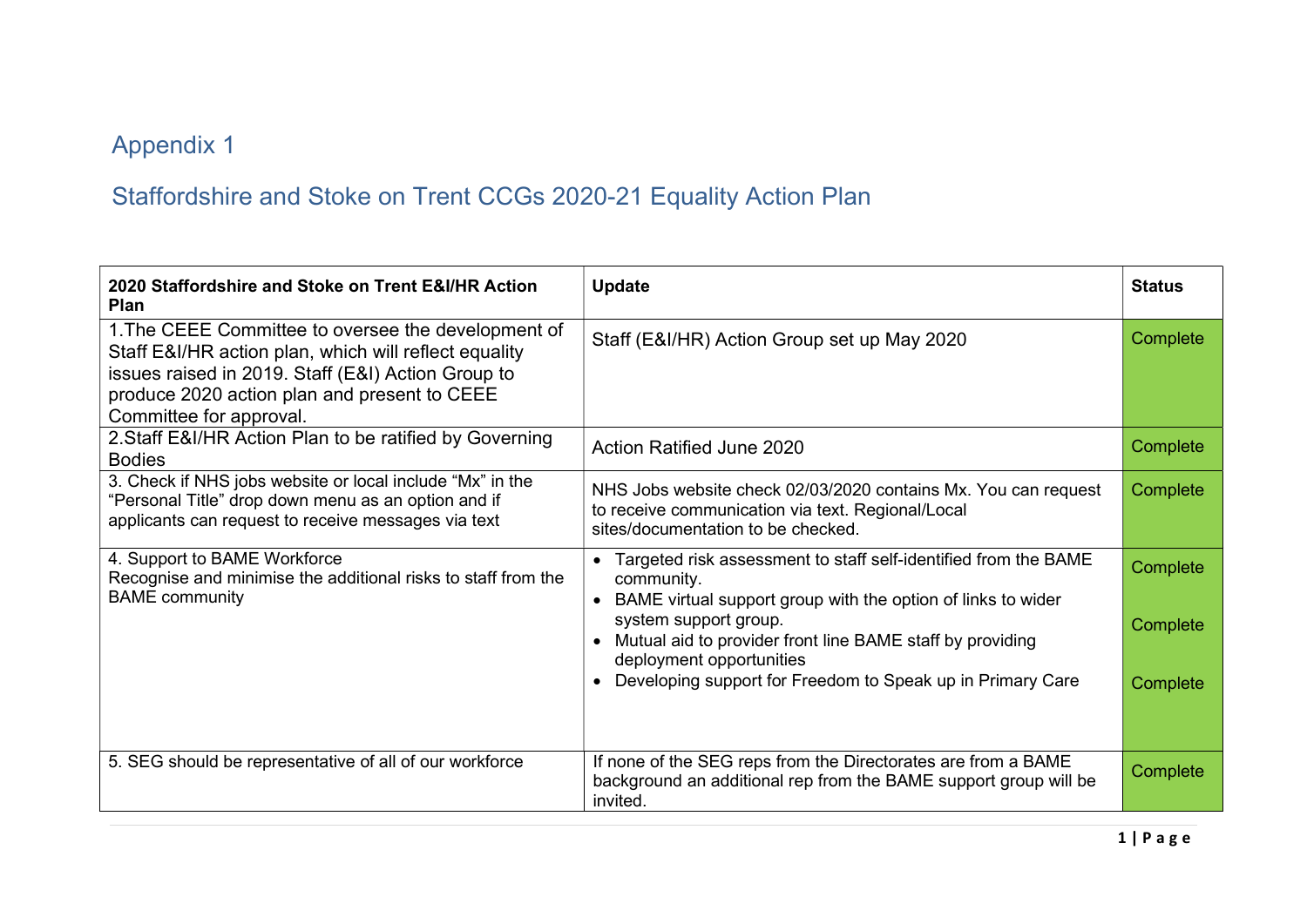# Appendix 1

## Staffordshire and Stoke on Trent CCGs 2020-21 Equality Action Plan

| 2020 Staffordshire and Stoke on Trent E&I/HR Action Plan | Update | Status |
|---|---|---|
| 1.The CEEE Committee to oversee the development of Staff E&I/HR action plan, which will reflect equality issues raised in 2019. Staff (E&I) Action Group to produce 2020 action plan and present to CEEE Committee for approval. | Staff (E&I/HR) Action Group set up May 2020 | Complete |
| 2.Staff E&I/HR Action Plan to be ratified by Governing Bodies | Action Ratified June 2020 | Complete |
| 3. Check if NHS jobs website or local include "Mx" in the "Personal Title" drop down menu as an option and if applicants can request to receive messages via text | NHS Jobs website check 02/03/2020 contains Mx. You can request to receive communication via text. Regional/Local sites/documentation to be checked. | Complete |
| 4. Support to BAME Workforce<br>Recognise and minimise the additional risks to staff from the BAME community | • Targeted risk assessment to staff self-identified from the BAME community.<br>• BAME virtual support group with the option of links to wider system support group.<br>• Mutual aid to provider front line BAME staff by providing deployment opportunities<br>• Developing support for Freedom to Speak up in Primary Care | Complete<br><br>Complete<br><br>Complete |
| 5. SEG should be representative of all of our workforce | If none of the SEG reps from the Directorates are from a BAME background an additional rep from the BAME support group will be invited. | Complete |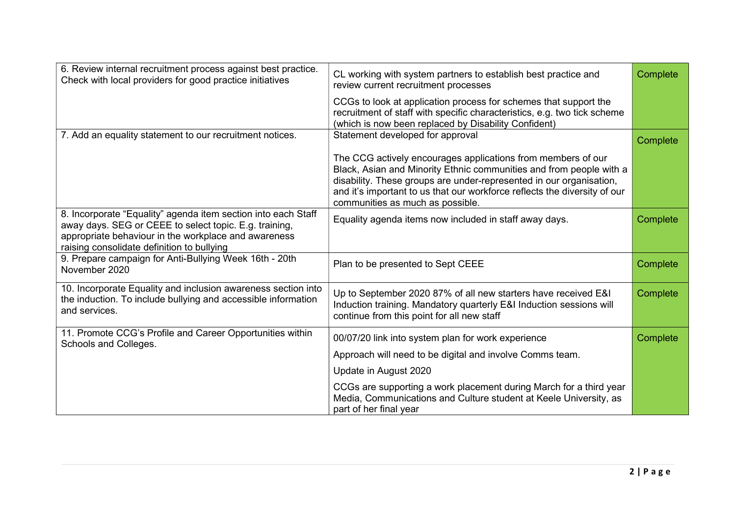| | | |
|---|---|---|
| 6. Review internal recruitment process against best practice. Check with local providers for good practice initiatives | CL working with system partners to establish best practice and review current recruitment processes<br><br>CCGs to look at application process for schemes that support the recruitment of staff with specific characteristics, e.g. two tick scheme (which is now been replaced by Disability Confident) | Complete |
| 7. Add an equality statement to our recruitment notices. | Statement developed for approval<br><br>The CCG actively encourages applications from members of our Black, Asian and Minority Ethnic communities and from people with a disability. These groups are under-represented in our organisation, and it's important to us that our workforce reflects the diversity of our communities as much as possible. | Complete |
| 8. Incorporate "Equality" agenda item section into each Staff away days. SEG or CEEE to select topic. E.g. training, appropriate behaviour in the workplace and awareness raising consolidate definition to bullying | Equality agenda items now included in staff away days. | Complete |
| 9. Prepare campaign for Anti-Bullying Week 16th - 20th November 2020 | Plan to be presented to Sept CEEE | Complete |
| 10. Incorporate Equality and inclusion awareness section into the induction. To include bullying and accessible information and services. | Up to September 2020 87% of all new starters have received E&I Induction training. Mandatory quarterly E&I Induction sessions will continue from this point for all new staff | Complete |
| 11. Promote CCG's Profile and Career Opportunities within Schools and Colleges. | 00/07/20 link into system plan for work experience<br><br>Approach will need to be digital and involve Comms team.<br><br>Update in August 2020<br><br>CCGs are supporting a work placement during March for a third year Media, Communications and Culture student at Keele University, as part of her final year | Complete |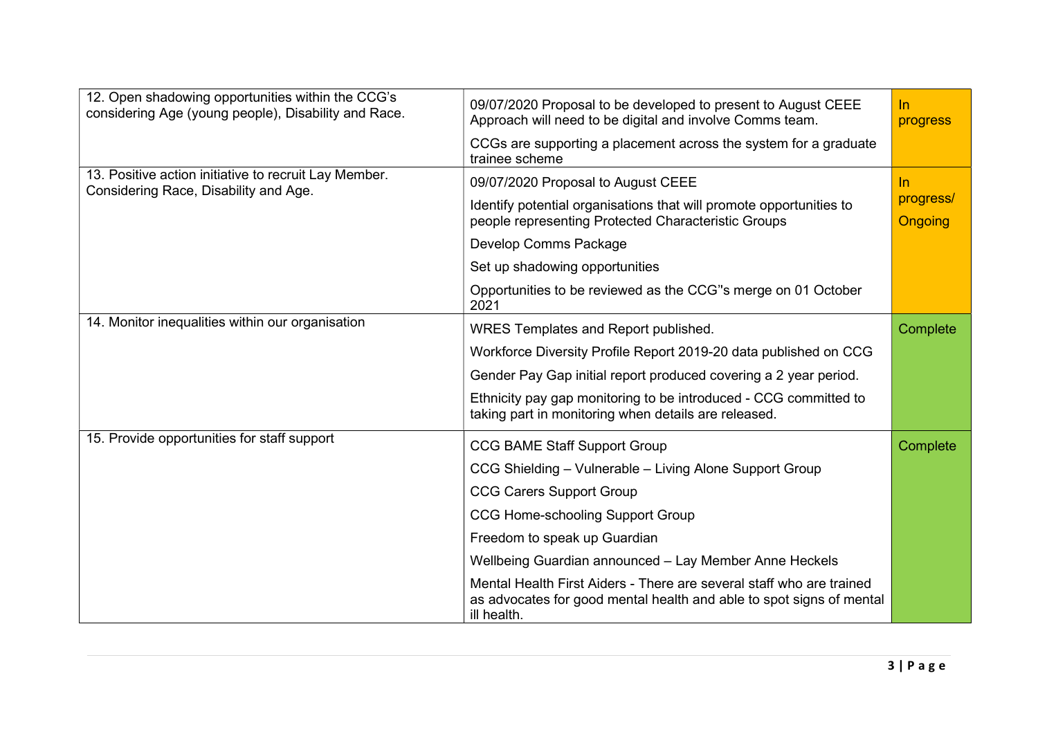| | | |
|---|---|---|
| 12. Open shadowing opportunities within the CCG's considering Age (young people), Disability and Race. | 09/07/2020 Proposal to be developed to present to August CEEE Approach will need to be digital and involve Comms team.<br><br>CCGs are supporting a placement across the system for a graduate trainee scheme | In progress |
| 13. Positive action initiative to recruit Lay Member. Considering Race, Disability and Age. | 09/07/2020 Proposal to August CEEE<br><br>Identify potential organisations that will promote opportunities to people representing Protected Characteristic Groups<br><br>Develop Comms Package<br><br>Set up shadowing opportunities<br><br>Opportunities to be reviewed as the CCG"s merge on 01 October 2021 | In progress/ Ongoing |
| 14. Monitor inequalities within our organisation | WRES Templates and Report published.<br><br>Workforce Diversity Profile Report 2019-20 data published on CCG<br><br>Gender Pay Gap initial report produced covering a 2 year period.<br><br>Ethnicity pay gap monitoring to be introduced - CCG committed to taking part in monitoring when details are released. | Complete |
| 15. Provide opportunities for staff support | CCG BAME Staff Support Group<br><br>CCG Shielding – Vulnerable – Living Alone Support Group<br><br>CCG Carers Support Group<br><br>CCG Home-schooling Support Group<br><br>Freedom to speak up Guardian<br><br>Wellbeing Guardian announced – Lay Member Anne Heckels<br><br>Mental Health First Aiders - There are several staff who are trained as advocates for good mental health and able to spot signs of mental ill health. | Complete |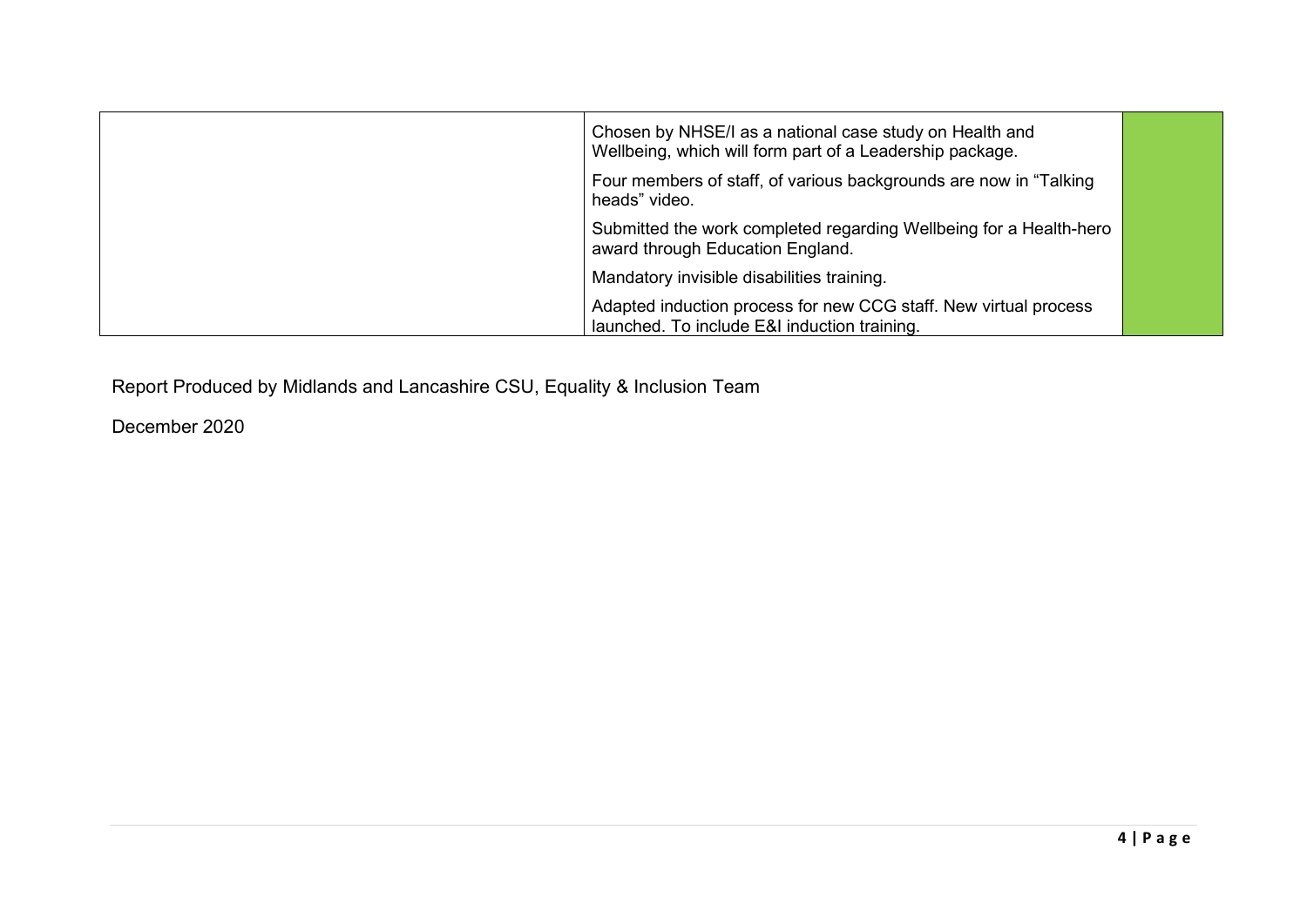| | | |
|---|---|---|
| | Chosen by NHSE/I as a national case study on Health and Wellbeing, which will form part of a Leadership package.<br><br>Four members of staff, of various backgrounds are now in "Talking heads" video.<br><br>Submitted the work completed regarding Wellbeing for a Health-hero award through Education England.<br><br>Mandatory invisible disabilities training.<br><br>Adapted induction process for new CCG staff. New virtual process launched. To include E&I induction training. | |

Report Produced by Midlands and Lancashire CSU, Equality & Inclusion Team

December 2020